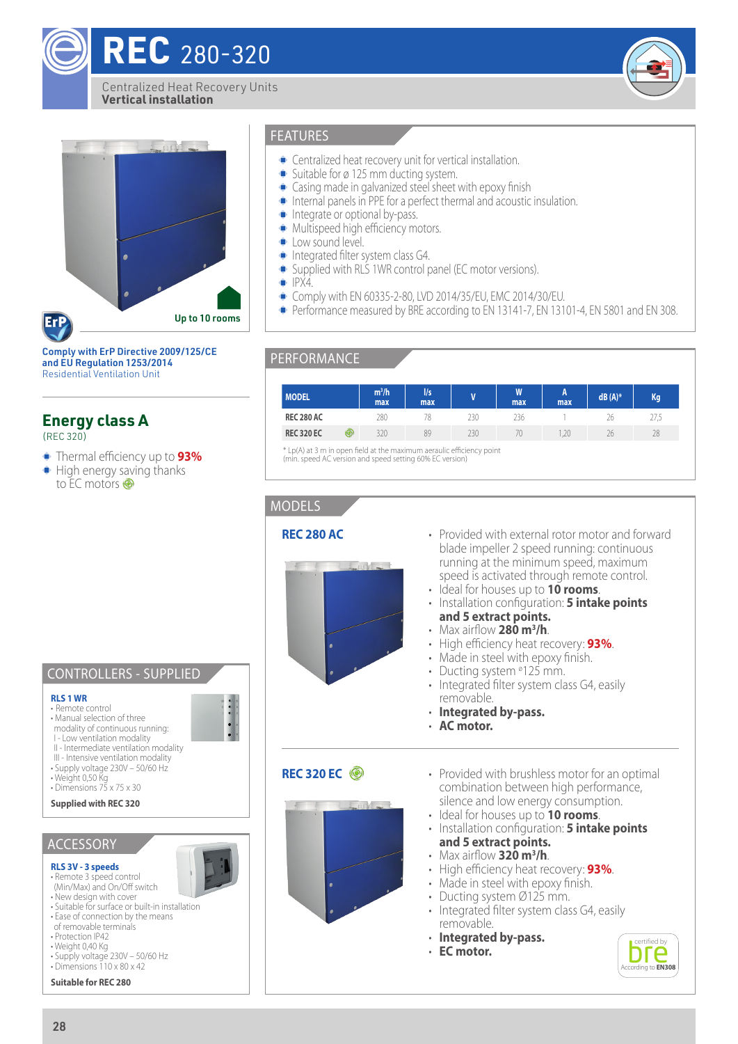# REC 280-320

Centralized Heat Recovery Units
**Vertical installation**

Up to 10 rooms

**Comply with ErP Directive 2009/125/CE and EU Regulation 1253/2014**
Residential Ventilation Unit

## Energy class A
(REC 320)

- Thermal efficiency up to **93%**
- High energy saving thanks to EC motors

## FEATURES

- Centralized heat recovery unit for vertical installation.
- Suitable for ø 125 mm ducting system.
- Casing made in galvanized steel sheet with epoxy finish
- Internal panels in PPE for a perfect thermal and acoustic insulation.
- Integrate or optional by-pass.
- Multispeed high efficiency motors.
- Low sound level.
- Integrated filter system class G4.
- Supplied with RLS 1WR control panel (EC motor versions).
- IPX4.
- Comply with EN 60335-2-80, LVD 2014/35/EU, EMC 2014/30/EU.
- Performance measured by BRE according to EN 13141-7, EN 13101-4, EN 5801 and EN 308.

## PERFORMANCE

| MODEL | $m^3/h$ max | l/s max | V | W max | A max | dB (A)* | Kg |
|---|---|---|---|---|---|---|---|
| REC 280 AC | 280 | 78 | 230 | 236 | 1 | 26 | 27,5 |
| REC 320 EC | 320 | 89 | 230 | 70 | 1,20 | 26 | 28 |

\* Lp(A) at 3 m in open field at the maximum aeraulic efficiency point
(min. speed AC version and speed setting 60% EC version)

## MODELS

### REC 280 AC

- Provided with external rotor motor and forward blade impeller 2 speed running: continuous running at the minimum speed, maximum speed is activated through remote control.
- Ideal for houses up to **10 rooms**.
- Installation configuration: **5 intake points and 5 extract points.**
- Max airflow **280 $m^3/h$**.
- High efficiency heat recovery: **93%**.
- Made in steel with epoxy finish.
- Ducting system ø125 mm.
- Integrated filter system class G4, easily removable.
- **Integrated by-pass.**
- **AC motor.**

### REC 320 EC

- Provided with brushless motor for an optimal combination between high performance, silence and low energy consumption.
- Ideal for houses up to **10 rooms**.
- Installation configuration: **5 intake points and 5 extract points.**
- Max airflow **320 $m^3/h$**.
- High efficiency heat recovery: **93%**.
- Made in steel with epoxy finish.
- Ducting system Ø125 mm.
- Integrated filter system class G4, easily removable.
- **Integrated by-pass.**
- **EC motor.**

certified by bre According to EN308

## CONTROLLERS - SUPPLIED

**RLS 1 WR**
- Remote control
- Manual selection of three modality of continuous running:
  I - Low ventilation modality
  II - Intermediate ventilation modality
  III - Intensive ventilation modality
- Supply voltage 230V – 50/60 Hz
- Weight 0,50 Kg
- Dimensions 75 x 75 x 30

**Supplied with REC 320**

## ACCESSORY

**RLS 3V - 3 speeds**
- Remote 3 speed control (Min/Max) and On/Off switch
- New design with cover
- Suitable for surface or built-in installation
- Ease of connection by the means of removable terminals
- Protection IP42
- Weight 0,40 Kg
- Supply voltage 230V – 50/60 Hz
- Dimensions 110 x 80 x 42

**Suitable for REC 280**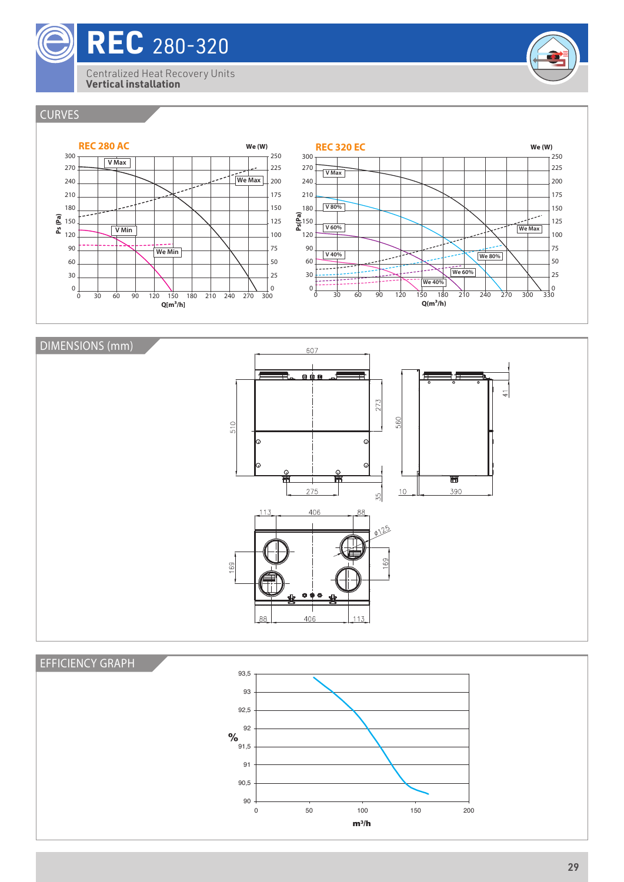# REC 280-320

Centralized Heat Recovery Units
**Vertical installation**

## CURVES

REC 280 AC

Ps (Pa)

300
270
240
210
180
150
120
90
60
30
0

We (W)

250
225
200
175
150
125
100
75
50
25
0

V Max
We Max
V Min
We Min

0 30 60 90 120 150 180 210 240 270 300

Q[m³/h]

REC 320 EC

Ps(Pa)

300
270
240
210
180
150
120
90
60
30
0

We (W)

250
225
200
175
150
125
100
75
50
25
0

V Max
V 80%
V 60%
V 40%
We Max
We 80%
We 60%
We 40%

0 30 60 90 120 150 180 210 240 270 300 330

Q(m³/h)

## DIMENSIONS (mm)

607
273
510
560
41
275
35
10
390
113
406
88
ø125
169
169
88
406
113

## EFFICIENCY GRAPH

%

93,5
93
92,5
92
91,5
91
90,5
90

0 50 100 150 200

m³/h